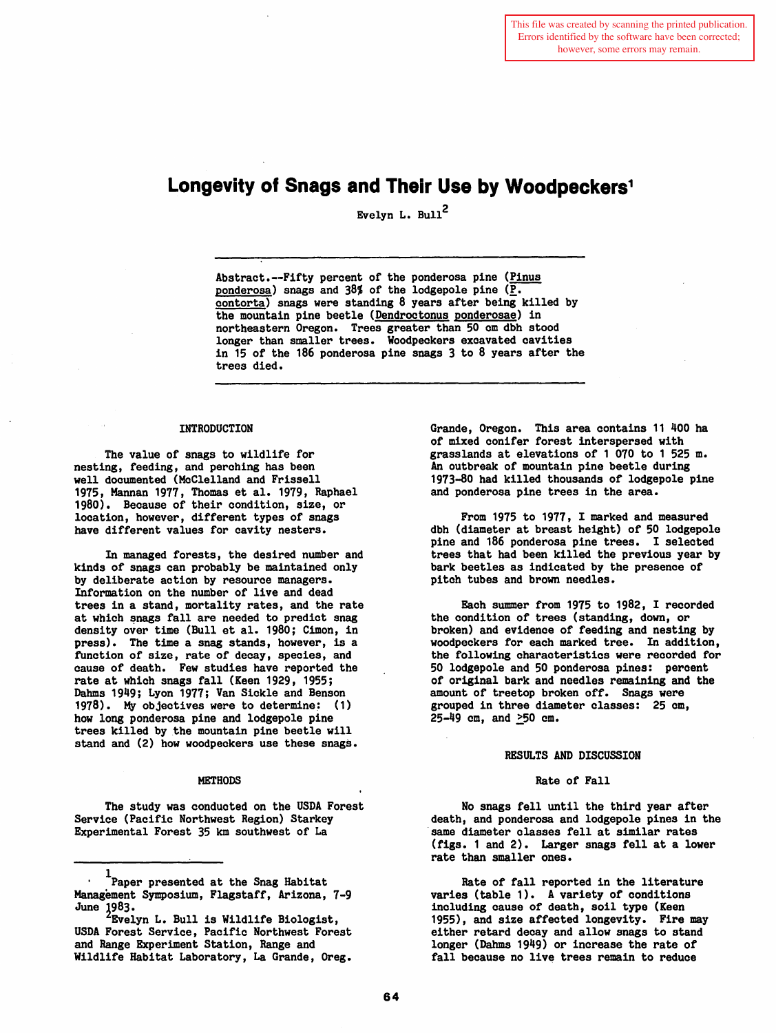This file was created by scanning the printed publication. Errors identified by the software have been corrected; however, some errors may remain.

# Longevity of Snags and Their Use by Woodpeckers[1]

Evelyn L. Bull[2]

Abstract.--Fifty percent of the ponderosa pine (Pinus ponderosa) snags and 38% of the lodgepole pine (P. contorta) snags were standing 8 years after being killed by the mountain pine beetle (Dendroctonus ponderosae) in northeastern Oregon. Trees greater than 50 cm dbh stood longer than smaller trees. Woodpeckers excavated cavities in 15 of the 186 ponderosa pine snags 3 to 8 years after the trees died.

## INTRODUCTION

The value of snags to wildlife for nesting, feeding, and perching has been well documented (McClelland and Frissell 1975, Mannan 1977, Thomas et al. 1979, Raphael 1980). Because of their condition, size, or location, however, different types of snags have different values for cavity nesters.

In managed forests, the desired number and kinds of snags can probably be maintained only by deliberate action by resource managers. Information on the number of live and dead trees in a stand, mortality rates, and the rate at which snags fall are needed to predict snag density over time (Bull et al. 1980; Cimon, in press). The time a snag stands, however, is a function of size, rate of decay, species, and cause of death. Few studies have reported the rate at which snags fall (Keen 1929, 1955; Dahms 1949; Lyon 1977; Van Sickle and Benson 1978). My objectives were to determine: (1) how long ponderosa pine and lodgepole pine trees killed by the mountain pine beetle will stand and (2) how woodpeckers use these snags.

## METHODS

The study was conducted on the USDA Forest Service (Pacific Northwest Region) Starkey Experimental Forest 35 km southwest of La Grande, Oregon. This area contains 11 400 ha of mixed conifer forest interspersed with grasslands at elevations of 1 070 to 1 525 m. An outbreak of mountain pine beetle during 1973-80 had killed thousands of lodgepole pine and ponderosa pine trees in the area.

From 1975 to 1977, I marked and measured dbh (diameter at breast height) of 50 lodgepole pine and 186 ponderosa pine trees. I selected trees that had been killed the previous year by bark beetles as indicated by the presence of pitch tubes and brown needles.

Each summer from 1975 to 1982, I recorded the condition of trees (standing, down, or broken) and evidence of feeding and nesting by woodpeckers for each marked tree. In addition, the following characteristics were recorded for 50 lodgepole and 50 ponderosa pines: percent of original bark and needles remaining and the amount of treetop broken off. Snags were grouped in three diameter classes: 25 cm, 25-49 cm, and ≥50 cm.

## RESULTS AND DISCUSSION

### Rate of Fall

No snags fell until the third year after death, and ponderosa and lodgepole pines in the same diameter classes fell at similar rates (figs. 1 and 2). Larger snags fell at a lower rate than smaller ones.

Rate of fall reported in the literature varies (table 1). A variety of conditions including cause of death, soil type (Keen 1955), and size affected longevity. Fire may either retard decay and allow snags to stand longer (Dahms 1949) or increase the rate of fall because no live trees remain to reduce

---

[1] Paper presented at the Snag Habitat Management Symposium, Flagstaff, Arizona, 7-9 June 1983.

[2] Evelyn L. Bull is Wildlife Biologist, USDA Forest Service, Pacific Northwest Forest and Range Experiment Station, Range and Wildlife Habitat Laboratory, La Grande, Oreg.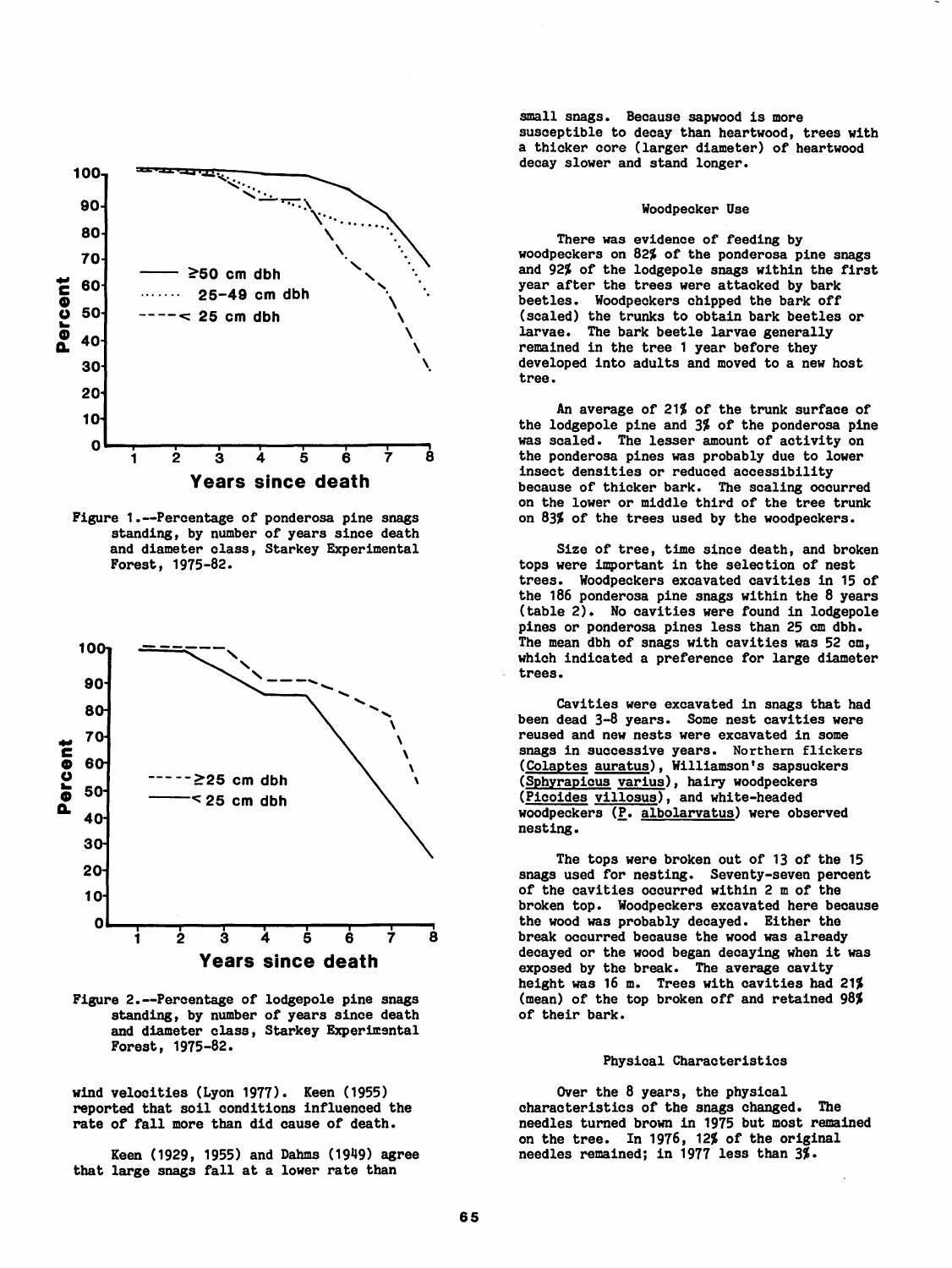Figure 1.--Percentage of ponderosa pine snags standing, by number of years since death and diameter class, Starkey Experimental Forest, 1975-82.

Figure 2.--Percentage of lodgepole pine snags standing, by number of years since death and diameter class, Starkey Experimental Forest, 1975-82.

wind velocities (Lyon 1977). Keen (1955) reported that soil conditions influenced the rate of fall more than did cause of death.

Keen (1929, 1955) and Dahms (1949) agree that large snags fall at a lower rate than small snags. Because sapwood is more susceptible to decay than heartwood, trees with a thicker core (larger diameter) of heartwood decay slower and stand longer.

### Woodpecker Use

There was evidence of feeding by woodpeckers on 82% of the ponderosa pine snags and 92% of the lodgepole snags within the first year after the trees were attacked by bark beetles. Woodpeckers chipped the bark off (scaled) the trunks to obtain bark beetles or larvae. The bark beetle larvae generally remained in the tree 1 year before they developed into adults and moved to a new host tree.

An average of 21% of the trunk surface of the lodgepole pine and 3% of the ponderosa pine was scaled. The lesser amount of activity on the ponderosa pines was probably due to lower insect densities or reduced accessibility because of thicker bark. The scaling occurred on the lower or middle third of the tree trunk on 83% of the trees used by the woodpeckers.

Size of tree, time since death, and broken tops were important in the selection of nest trees. Woodpeckers excavated cavities in 15 of the 186 ponderosa pine snags within the 8 years (table 2). No cavities were found in lodgepole pines or ponderosa pines less than 25 cm dbh. The mean dbh of snags with cavities was 52 cm, which indicated a preference for large diameter trees.

Cavities were excavated in snags that had been dead 3-8 years. Some nest cavities were reused and new nests were excavated in some snags in successive years. Northern flickers (*Colaptes auratus*), Williamson's sapsuckers (*Sphyrapicus varius*), hairy woodpeckers (*Picoides villosus*), and white-headed woodpeckers (*P. albolarvatus*) were observed nesting.

The tops were broken out of 13 of the 15 snags used for nesting. Seventy-seven percent of the cavities occurred within 2 m of the broken top. Woodpeckers excavated here because the wood was probably decayed. Either the break occurred because the wood was already decayed or the wood began decaying when it was exposed by the break. The average cavity height was 16 m. Trees with cavities had 21% (mean) of the top broken off and retained 98% of their bark.

### Physical Characteristics

Over the 8 years, the physical characteristics of the snags changed. The needles turned brown in 1975 but most remained on the tree. In 1976, 12% of the original needles remained; in 1977 less than 3%.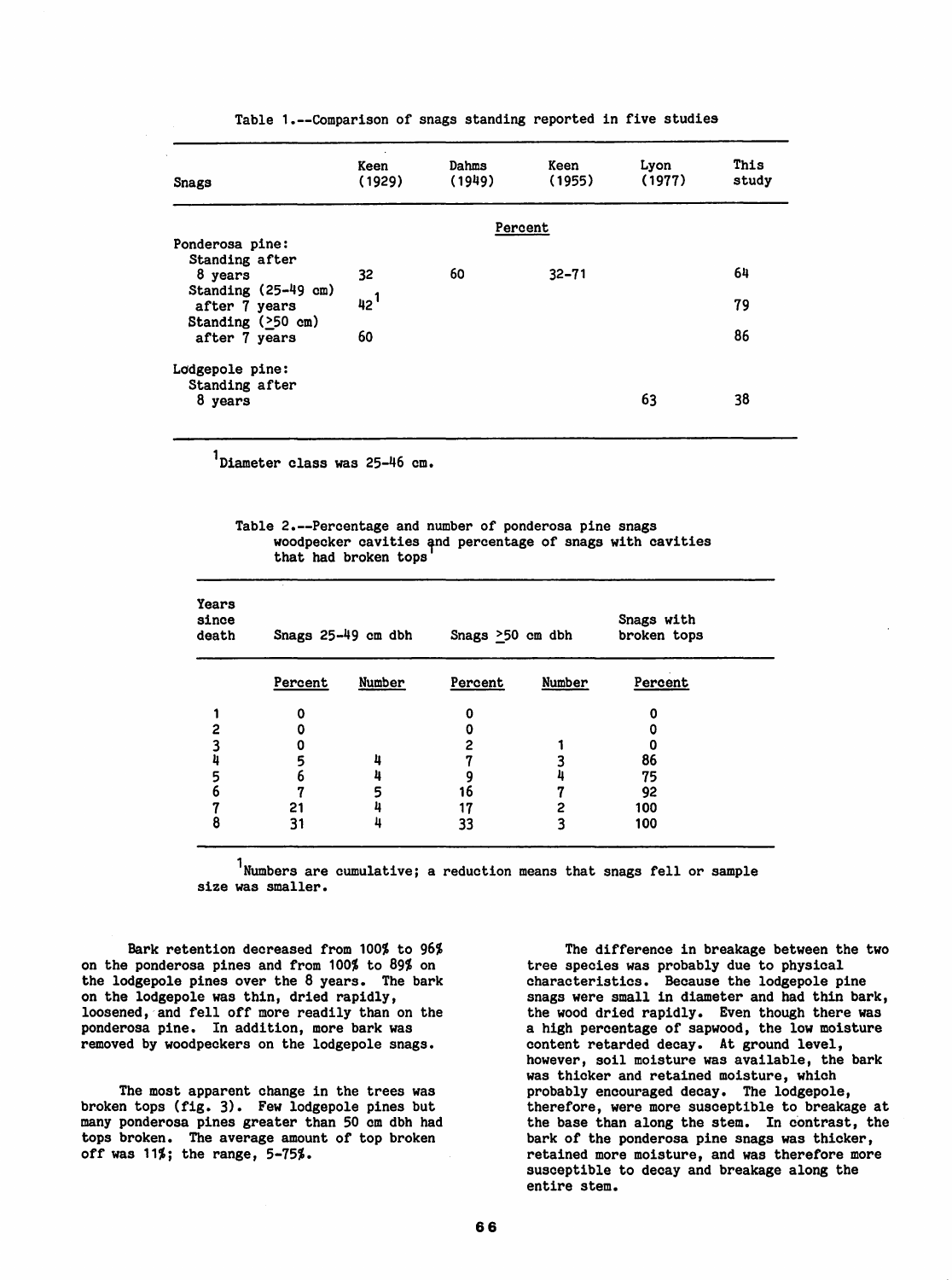Table 1.--Comparison of snags standing reported in five studies

| Snags | Keen (1929) | Dahms (1949) | Keen (1955) | Lyon (1977) | This study |
|---|---|---|---|---|---|
| | Percent | | | | |
| Ponderosa pine: | | | | | |
| Standing after 8 years | 32 | 60 | 32-71 | | 64 |
| Standing (25-49 cm) after 7 years | 42[1] | | | | 79 |
| Standing (≥50 cm) after 7 years | 60 | | | | 86 |
| Lodgepole pine: | | | | | |
| Standing after 8 years | | | | 63 | 38 |

[1]Diameter class was 25-46 cm.

Table 2.--Percentage and number of ponderosa pine snags woodpecker cavities and percentage of snags with cavities that had broken tops[1]

| Years since death | Snags 25-49 cm dbh | | Snags ≥50 cm dbh | | Snags with broken tops |
|---|---|---|---|---|---|
| | Percent | Number | Percent | Number | Percent |
| 1 | 0 | | 0 | | 0 |
| 2 | 0 | | 0 | | 0 |
| 3 | 0 | | 2 | 1 | 0 |
| 4 | 5 | 4 | 7 | 3 | 86 |
| 5 | 6 | 4 | 9 | 4 | 75 |
| 6 | 7 | 5 | 16 | 7 | 92 |
| 7 | 21 | 4 | 17 | 2 | 100 |
| 8 | 31 | 4 | 33 | 3 | 100 |

[1]Numbers are cumulative; a reduction means that snags fell or sample size was smaller.

Bark retention decreased from 100% to 96% on the ponderosa pines and from 100% to 89% on the lodgepole pines over the 8 years. The bark on the lodgepole was thin, dried rapidly, loosened, and fell off more readily than on the ponderosa pine. In addition, more bark was removed by woodpeckers on the lodgepole snags.

The most apparent change in the trees was broken tops (fig. 3). Few lodgepole pines but many ponderosa pines greater than 50 cm dbh had tops broken. The average amount of top broken off was 11%; the range, 5-75%.

The difference in breakage between the two tree species was probably due to physical characteristics. Because the lodgepole pine snags were small in diameter and had thin bark, the wood dried rapidly. Even though there was a high percentage of sapwood, the low moisture content retarded decay. At ground level, however, soil moisture was available, the bark was thicker and retained moisture, which probably encouraged decay. The lodgepole, therefore, were more susceptible to breakage at the base than along the stem. In contrast, the bark of the ponderosa pine snags was thicker, retained more moisture, and was therefore more susceptible to decay and breakage along the entire stem.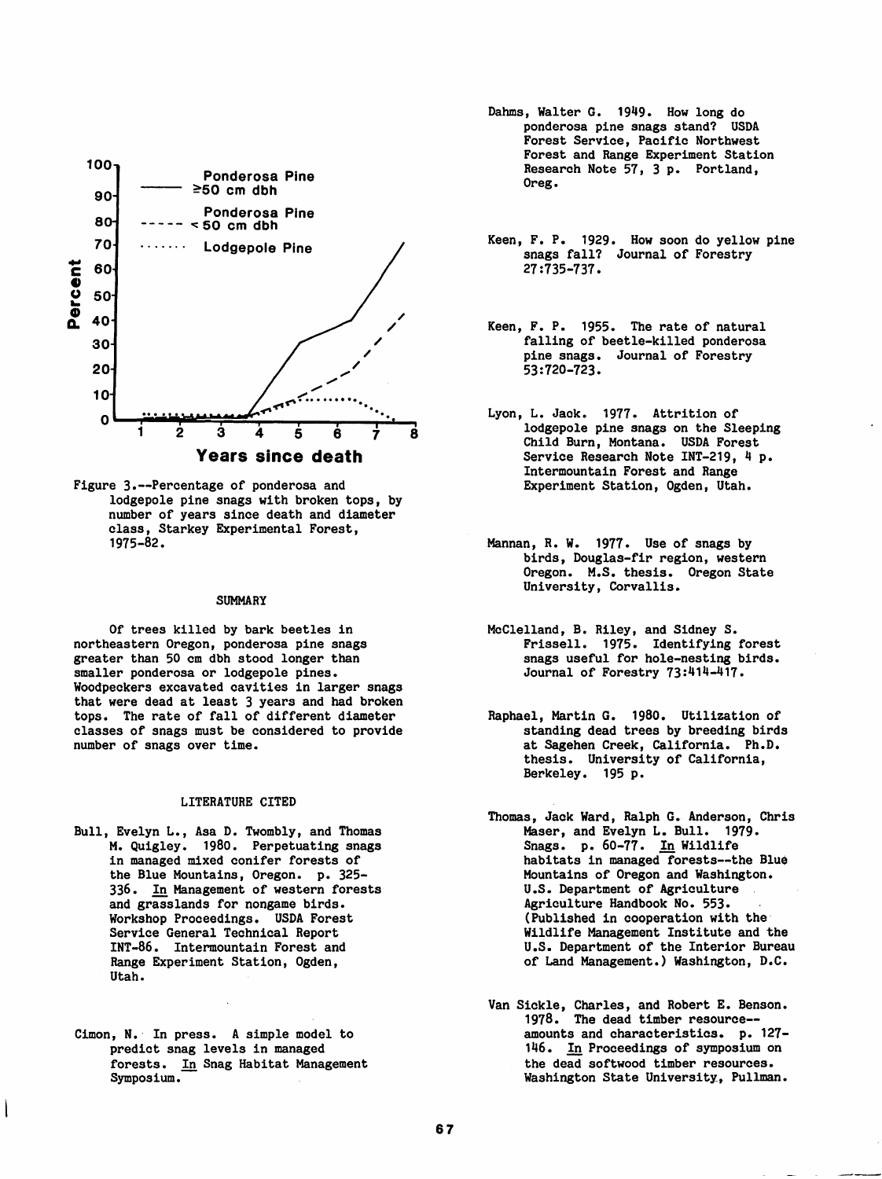100
90
80
70
60
50
40
30
20
10
0

Percent

Ponderosa Pine ≥50 cm dbh

Ponderosa Pine <50 cm dbh

Lodgepole Pine

1 2 3 4 5 6 7 8

Years since death

Figure 3.--Percentage of ponderosa and lodgepole pine snags with broken tops, by number of years since death and diameter class, Starkey Experimental Forest, 1975-82.

## SUMMARY

Of trees killed by bark beetles in northeastern Oregon, ponderosa pine snags greater than 50 cm dbh stood longer than smaller ponderosa or lodgepole pines. Woodpeckers excavated cavities in larger snags that were dead at least 3 years and had broken tops. The rate of fall of different diameter classes of snags must be considered to provide number of snags over time.

## LITERATURE CITED

Bull, Evelyn L., Asa D. Twombly, and Thomas M. Quigley. 1980. Perpetuating snags in managed mixed conifer forests of the Blue Mountains, Oregon. p. 325-336. In Management of western forests and grasslands for nongame birds. Workshop Proceedings. USDA Forest Service General Technical Report INT-86. Intermountain Forest and Range Experiment Station, Ogden, Utah.

Cimon, N. In press. A simple model to predict snag levels in managed forests. In Snag Habitat Management Symposium.

Dahms, Walter G. 1949. How long do ponderosa pine snags stand? USDA Forest Service, Pacific Northwest Forest and Range Experiment Station Research Note 57, 3 p. Portland, Oreg.

Keen, F. P. 1929. How soon do yellow pine snags fall? Journal of Forestry 27:735-737.

Keen, F. P. 1955. The rate of natural falling of beetle-killed ponderosa pine snags. Journal of Forestry 53:720-723.

Lyon, L. Jack. 1977. Attrition of lodgepole pine snags on the Sleeping Child Burn, Montana. USDA Forest Service Research Note INT-219, 4 p. Intermountain Forest and Range Experiment Station, Ogden, Utah.

Mannan, R. W. 1977. Use of snags by birds, Douglas-fir region, western Oregon. M.S. thesis. Oregon State University, Corvallis.

McClelland, B. Riley, and Sidney S. Frissell. 1975. Identifying forest snags useful for hole-nesting birds. Journal of Forestry 73:414-417.

Raphael, Martin G. 1980. Utilization of standing dead trees by breeding birds at Sagehen Creek, California. Ph.D. thesis. University of California, Berkeley. 195 p.

Thomas, Jack Ward, Ralph G. Anderson, Chris Maser, and Evelyn L. Bull. 1979. Snags. p. 60-77. In Wildlife habitats in managed forests--the Blue Mountains of Oregon and Washington. U.S. Department of Agriculture Agriculture Handbook No. 553. (Published in cooperation with the Wildlife Management Institute and the U.S. Department of the Interior Bureau of Land Management.) Washington, D.C.

Van Sickle, Charles, and Robert E. Benson. 1978. The dead timber resource--amounts and characteristics. p. 127-146. In Proceedings of symposium on the dead softwood timber resources. Washington State University, Pullman.